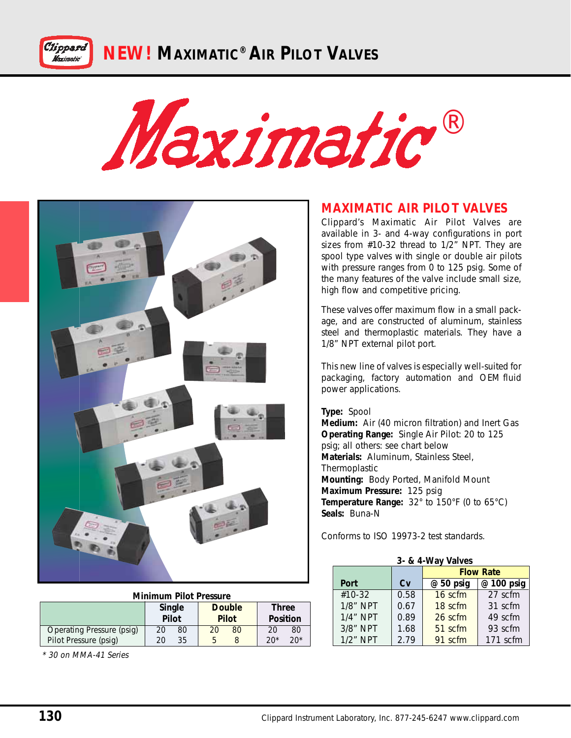# NEW! MAXIMATIC® AIR PILOT VALVES

# Maximatic®

## MAXIMATIC AIR PILOT VALVES

Clippard's Maximatic Air Pilot Valves are available in 3- and 4-way configurations in port sizes from #10-32 thread to 1/2" NPT. They are spool type valves with single or double air pilots with pressure ranges from 0 to 125 psig. Some of the many features of the valve include small size, high flow and competitive pricing.

These valves offer maximum flow in a small package, and are constructed of aluminum, stainless steel and thermoplastic materials. They have a 1/8" NPT external pilot port.

This new line of valves is especially well-suited for packaging, factory automation and OEM fluid power applications.

**Type:** Spool
**Medium:** Air (40 micron filtration) and Inert Gas
**Operating Range:** Single Air Pilot: 20 to 125 psig; all others: see chart below
**Materials:** Aluminum, Stainless Steel, Thermoplastic
**Mounting:** Body Ported, Manifold Mount
**Maximum Pressure:** 125 psig
**Temperature Range:** 32° to 150°F (0 to 65°C)
**Seals:** Buna-N

Conforms to ISO 19973-2 test standards.

**3- & 4-Way Valves**

| Port | Cv | Flow Rate @ 50 psig | Flow Rate @ 100 psig |
|---|---|---|---|
| #10-32 | 0.58 | 16 scfm | 27 scfm |
| 1/8" NPT | 0.67 | 18 scfm | 31 scfm |
| 1/4" NPT | 0.89 | 26 scfm | 49 scfm |
| 3/8" NPT | 1.68 | 51 scfm | 93 scfm |
| 1/2" NPT | 2.79 | 91 scfm | 171 scfm |

**Minimum Pilot Pressure**

| | Single Pilot | | Double Pilot | | Three Position | |
|---|---|---|---|---|---|---|
| Operating Pressure (psig) | 20 | 80 | 20 | 80 | 20 | 80 |
| Pilot Pressure (psig) | 20 | 35 | 5 | 8 | 20* | 20* |

*\* 30 on MMA-41 Series*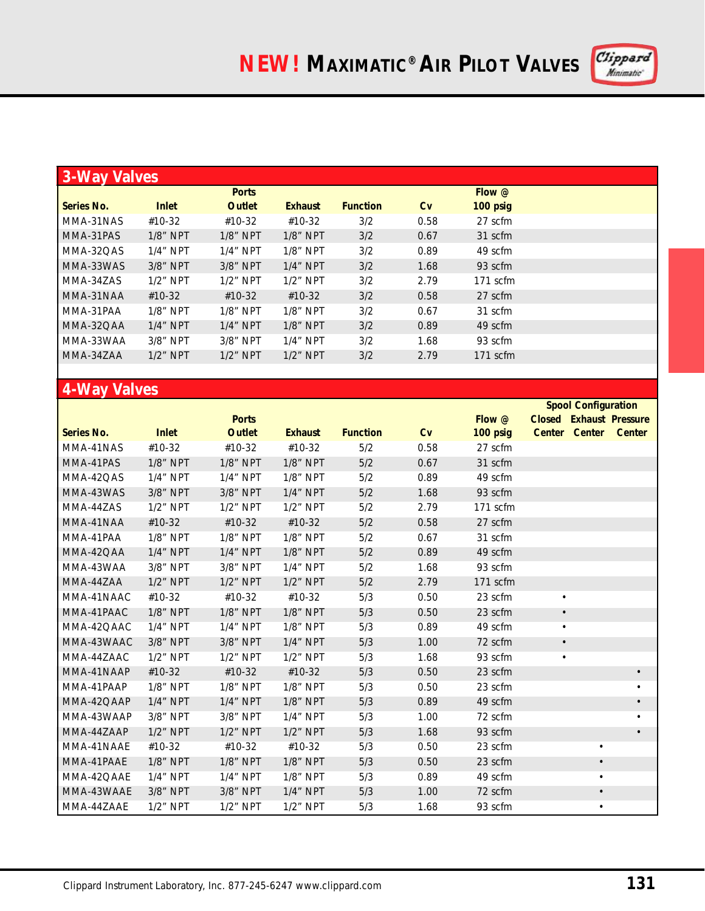# NEW! MAXIMATIC® AIR PILOT VALVES

## 3-Way Valves

| Series No. | Inlet | Ports Outlet | Exhaust | Function | Cv | Flow @ 100 psig |
|---|---|---|---|---|---|---|
| MMA-31NAS | #10-32 | #10-32 | #10-32 | 3/2 | 0.58 | 27 scfm |
| MMA-31PAS | 1/8" NPT | 1/8" NPT | 1/8" NPT | 3/2 | 0.67 | 31 scfm |
| MMA-32QAS | 1/4" NPT | 1/4" NPT | 1/8" NPT | 3/2 | 0.89 | 49 scfm |
| MMA-33WAS | 3/8" NPT | 3/8" NPT | 1/4" NPT | 3/2 | 1.68 | 93 scfm |
| MMA-34ZAS | 1/2" NPT | 1/2" NPT | 1/2" NPT | 3/2 | 2.79 | 171 scfm |
| MMA-31NAA | #10-32 | #10-32 | #10-32 | 3/2 | 0.58 | 27 scfm |
| MMA-31PAA | 1/8" NPT | 1/8" NPT | 1/8" NPT | 3/2 | 0.67 | 31 scfm |
| MMA-32QAA | 1/4" NPT | 1/4" NPT | 1/8" NPT | 3/2 | 0.89 | 49 scfm |
| MMA-33WAA | 3/8" NPT | 3/8" NPT | 1/4" NPT | 3/2 | 1.68 | 93 scfm |
| MMA-34ZAA | 1/2" NPT | 1/2" NPT | 1/2" NPT | 3/2 | 2.79 | 171 scfm |

## 4-Way Valves

| Series No. | Inlet | Ports Outlet | Exhaust | Function | Cv | Flow @ 100 psig | Spool Configuration Closed Center | Exhaust Center | Pressure Center |
|---|---|---|---|---|---|---|---|---|---|
| MMA-41NAS | #10-32 | #10-32 | #10-32 | 5/2 | 0.58 | 27 scfm | | | |
| MMA-41PAS | 1/8" NPT | 1/8" NPT | 1/8" NPT | 5/2 | 0.67 | 31 scfm | | | |
| MMA-42QAS | 1/4" NPT | 1/4" NPT | 1/8" NPT | 5/2 | 0.89 | 49 scfm | | | |
| MMA-43WAS | 3/8" NPT | 3/8" NPT | 1/4" NPT | 5/2 | 1.68 | 93 scfm | | | |
| MMA-44ZAS | 1/2" NPT | 1/2" NPT | 1/2" NPT | 5/2 | 2.79 | 171 scfm | | | |
| MMA-41NAA | #10-32 | #10-32 | #10-32 | 5/2 | 0.58 | 27 scfm | | | |
| MMA-41PAA | 1/8" NPT | 1/8" NPT | 1/8" NPT | 5/2 | 0.67 | 31 scfm | | | |
| MMA-42QAA | 1/4" NPT | 1/4" NPT | 1/8" NPT | 5/2 | 0.89 | 49 scfm | | | |
| MMA-43WAA | 3/8" NPT | 3/8" NPT | 1/4" NPT | 5/2 | 1.68 | 93 scfm | | | |
| MMA-44ZAA | 1/2" NPT | 1/2" NPT | 1/2" NPT | 5/2 | 2.79 | 171 scfm | | | |
| MMA-41NAAC | #10-32 | #10-32 | #10-32 | 5/3 | 0.50 | 23 scfm | • | | |
| MMA-41PAAC | 1/8" NPT | 1/8" NPT | 1/8" NPT | 5/3 | 0.50 | 23 scfm | • | | |
| MMA-42QAAC | 1/4" NPT | 1/4" NPT | 1/8" NPT | 5/3 | 0.89 | 49 scfm | • | | |
| MMA-43WAAC | 3/8" NPT | 3/8" NPT | 1/4" NPT | 5/3 | 1.00 | 72 scfm | • | | |
| MMA-44ZAAC | 1/2" NPT | 1/2" NPT | 1/2" NPT | 5/3 | 1.68 | 93 scfm | • | | |
| MMA-41NAAP | #10-32 | #10-32 | #10-32 | 5/3 | 0.50 | 23 scfm | | | • |
| MMA-41PAAP | 1/8" NPT | 1/8" NPT | 1/8" NPT | 5/3 | 0.50 | 23 scfm | | | • |
| MMA-42QAAP | 1/4" NPT | 1/4" NPT | 1/8" NPT | 5/3 | 0.89 | 49 scfm | | | • |
| MMA-43WAAP | 3/8" NPT | 3/8" NPT | 1/4" NPT | 5/3 | 1.00 | 72 scfm | | | • |
| MMA-44ZAAP | 1/2" NPT | 1/2" NPT | 1/2" NPT | 5/3 | 1.68 | 93 scfm | | | • |
| MMA-41NAAE | #10-32 | #10-32 | #10-32 | 5/3 | 0.50 | 23 scfm | | • | |
| MMA-41PAAE | 1/8" NPT | 1/8" NPT | 1/8" NPT | 5/3 | 0.50 | 23 scfm | | • | |
| MMA-42QAAE | 1/4" NPT | 1/4" NPT | 1/8" NPT | 5/3 | 0.89 | 49 scfm | | • | |
| MMA-43WAAE | 3/8" NPT | 3/8" NPT | 1/4" NPT | 5/3 | 1.00 | 72 scfm | | • | |
| MMA-44ZAAE | 1/2" NPT | 1/2" NPT | 1/2" NPT | 5/3 | 1.68 | 93 scfm | | • | |

Clippard Instrument Laboratory, Inc. 877-245-6247 www.clippard.com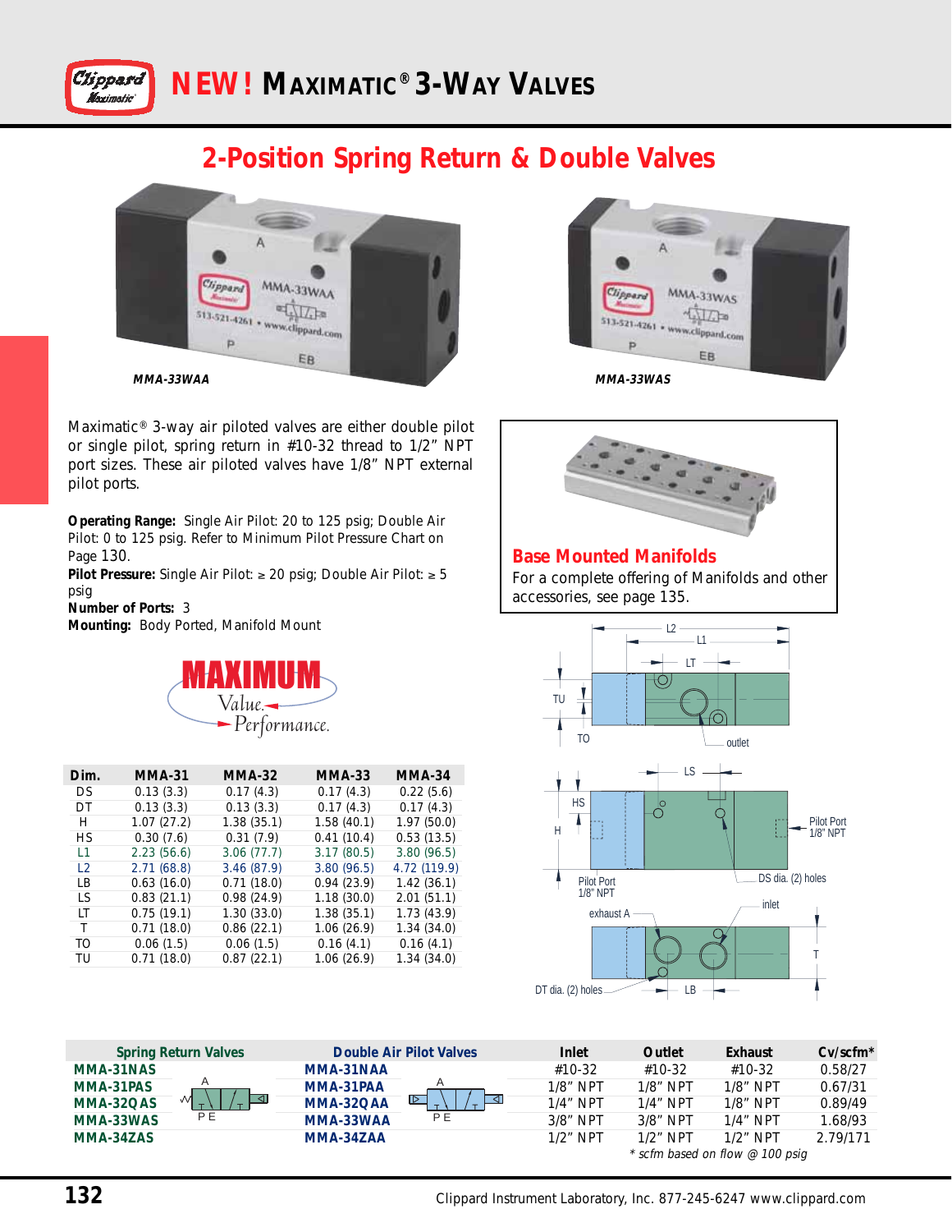# NEW! MAXIMATIC® 3-WAY VALVES

## 2-Position Spring Return & Double Valves

*MMA-33WAA*

*MMA-33WAS*

Maximatic® 3-way air piloted valves are either double pilot or single pilot, spring return in #10-32 thread to 1/2" NPT port sizes. These air piloted valves have 1/8" NPT external pilot ports.

**Operating Range:** Single Air Pilot: 20 to 125 psig; Double Air Pilot: 0 to 125 psig. Refer to Minimum Pilot Pressure Chart on Page 130.
**Pilot Pressure:** Single Air Pilot: ≥ 20 psig; Double Air Pilot: ≥ 5 psig
**Number of Ports:** 3
**Mounting:** Body Ported, Manifold Mount

MAXIMUM Value. Performance.

### Base Mounted Manifolds

For a complete offering of Manifolds and other accessories, see page 135.

| Dim. | MMA-31 | MMA-32 | MMA-33 | MMA-34 |
|---|---|---|---|---|
| DS | 0.13 (3.3) | 0.17 (4.3) | 0.17 (4.3) | 0.22 (5.6) |
| DT | 0.13 (3.3) | 0.13 (3.3) | 0.17 (4.3) | 0.17 (4.3) |
| H | 1.07 (27.2) | 1.38 (35.1) | 1.58 (40.1) | 1.97 (50.0) |
| HS | 0.30 (7.6) | 0.31 (7.9) | 0.41 (10.4) | 0.53 (13.5) |
| L1 | 2.23 (56.6) | 3.06 (77.7) | 3.17 (80.5) | 3.80 (96.5) |
| L2 | 2.71 (68.8) | 3.46 (87.9) | 3.80 (96.5) | 4.72 (119.9) |
| LB | 0.63 (16.0) | 0.71 (18.0) | 0.94 (23.9) | 1.42 (36.1) |
| LS | 0.83 (21.1) | 0.98 (24.9) | 1.18 (30.0) | 2.01 (51.1) |
| LT | 0.75 (19.1) | 1.30 (33.0) | 1.38 (35.1) | 1.73 (43.9) |
| T | 0.71 (18.0) | 0.86 (22.1) | 1.06 (26.9) | 1.34 (34.0) |
| TO | 0.06 (1.5) | 0.06 (1.5) | 0.16 (4.1) | 0.16 (4.1) |
| TU | 0.71 (18.0) | 0.87 (22.1) | 1.06 (26.9) | 1.34 (34.0) |

| Spring Return Valves | Double Air Pilot Valves | Inlet | Outlet | Exhaust | Cv/scfm* |
|---|---|---|---|---|---|
| MMA-31NAS | MMA-31NAA | #10-32 | #10-32 | #10-32 | 0.58/27 |
| MMA-31PAS | MMA-31PAA | 1/8" NPT | 1/8" NPT | 1/8" NPT | 0.67/31 |
| MMA-32QAS | MMA-32QAA | 1/4" NPT | 1/4" NPT | 1/8" NPT | 0.89/49 |
| MMA-33WAS | MMA-33WAA | 3/8" NPT | 3/8" NPT | 1/4" NPT | 1.68/93 |
| MMA-34ZAS | MMA-34ZAA | 1/2" NPT | 1/2" NPT | 1/2" NPT | 2.79/171 |

*\* scfm based on flow @ 100 psig*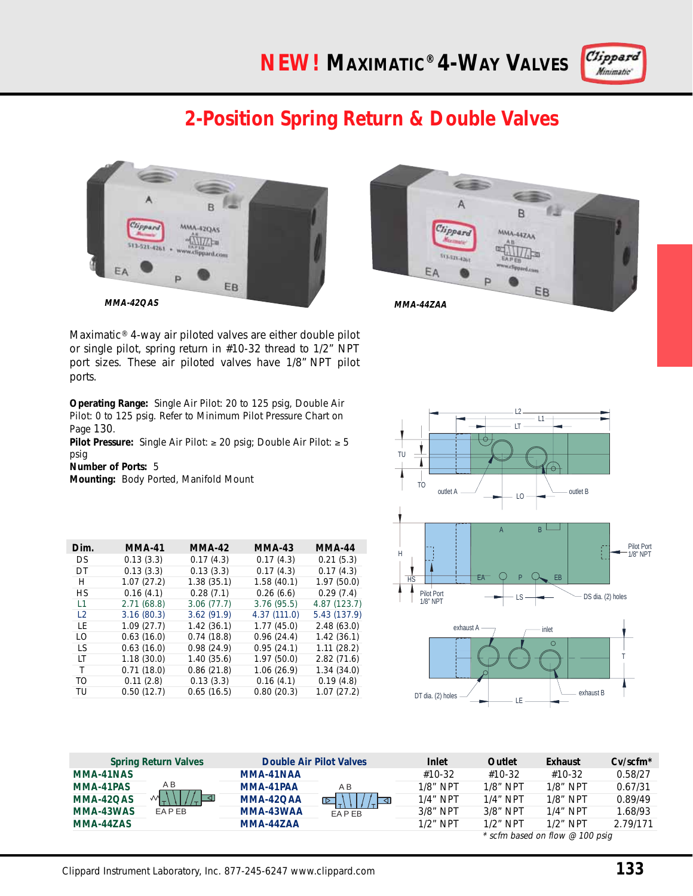# NEW! MAXIMATIC® 4-WAY VALVES

## 2-Position Spring Return & Double Valves

*MMA-42QAS*

*MMA-44ZAA*

Maximatic® 4-way air piloted valves are either double pilot or single pilot, spring return in #10-32 thread to 1/2" NPT port sizes. These air piloted valves have 1/8" NPT pilot ports.

**Operating Range:** Single Air Pilot: 20 to 125 psig, Double Air Pilot: 0 to 125 psig. Refer to Minimum Pilot Pressure Chart on Page 130.
**Pilot Pressure:** Single Air Pilot: ≥ 20 psig; Double Air Pilot: ≥ 5 psig
**Number of Ports:** 5
**Mounting:** Body Ported, Manifold Mount

| Dim. | MMA-41 | MMA-42 | MMA-43 | MMA-44 |
|---|---|---|---|---|
| DS | 0.13 (3.3) | 0.17 (4.3) | 0.17 (4.3) | 0.21 (5.3) |
| DT | 0.13 (3.3) | 0.13 (3.3) | 0.17 (4.3) | 0.17 (4.3) |
| H | 1.07 (27.2) | 1.38 (35.1) | 1.58 (40.1) | 1.97 (50.0) |
| HS | 0.16 (4.1) | 0.28 (7.1) | 0.26 (6.6) | 0.29 (7.4) |
| L1 | 2.71 (68.8) | 3.06 (77.7) | 3.76 (95.5) | 4.87 (123.7) |
| L2 | 3.16 (80.3) | 3.62 (91.9) | 4.37 (111.0) | 5.43 (137.9) |
| LE | 1.09 (27.7) | 1.42 (36.1) | 1.77 (45.0) | 2.48 (63.0) |
| LO | 0.63 (16.0) | 0.74 (18.8) | 0.96 (24.4) | 1.42 (36.1) |
| LS | 0.63 (16.0) | 0.98 (24.9) | 0.95 (24.1) | 1.11 (28.2) |
| LT | 1.18 (30.0) | 1.40 (35.6) | 1.97 (50.0) | 2.82 (71.6) |
| T | 0.71 (18.0) | 0.86 (21.8) | 1.06 (26.9) | 1.34 (34.0) |
| TO | 0.11 (2.8) | 0.13 (3.3) | 0.16 (4.1) | 0.19 (4.8) |
| TU | 0.50 (12.7) | 0.65 (16.5) | 0.80 (20.3) | 1.07 (27.2) |

| Spring Return Valves | Double Air Pilot Valves | Inlet | Outlet | Exhaust | Cv/scfm* |
|---|---|---|---|---|---|
| MMA-41NAS | MMA-41NAA | #10-32 | #10-32 | #10-32 | 0.58/27 |
| MMA-41PAS | MMA-41PAA | 1/8" NPT | 1/8" NPT | 1/8" NPT | 0.67/31 |
| MMA-42QAS | MMA-42QAA | 1/4" NPT | 1/4" NPT | 1/8" NPT | 0.89/49 |
| MMA-43WAS | MMA-43WAA | 3/8" NPT | 3/8" NPT | 1/4" NPT | 1.68/93 |
| MMA-44ZAS | MMA-44ZAA | 1/2" NPT | 1/2" NPT | 1/2" NPT | 2.79/171 |

* scfm based on flow @ 100 psig

Clippard Instrument Laboratory, Inc. 877-245-6247 www.clippard.com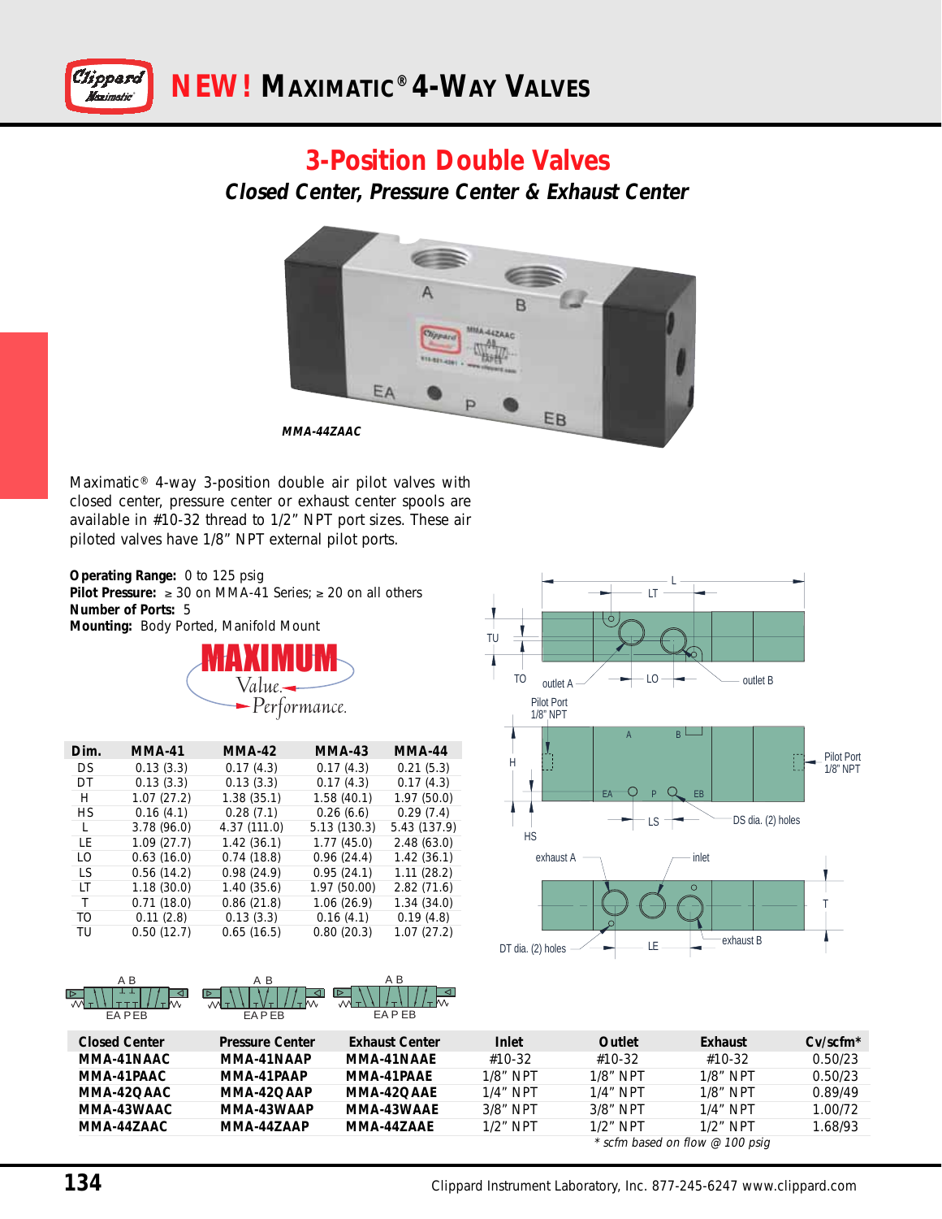# NEW! MAXIMATIC® 4-WAY VALVES

## 3-Position Double Valves

### *Closed Center, Pressure Center & Exhaust Center*

***MMA-44ZAAC***

Maximatic® 4-way 3-position double air pilot valves with closed center, pressure center or exhaust center spools are available in #10-32 thread to 1/2" NPT port sizes. These air piloted valves have 1/8" NPT external pilot ports.

**Operating Range:** 0 to 125 psig
**Pilot Pressure:** ≥ 30 on MMA-41 Series; ≥ 20 on all others
**Number of Ports:** 5
**Mounting:** Body Ported, Manifold Mount

**MAXIMUM** Value. Performance.

| Dim. | MMA-41 | MMA-42 | MMA-43 | MMA-44 |
|---|---|---|---|---|
| DS | 0.13 (3.3) | 0.17 (4.3) | 0.17 (4.3) | 0.21 (5.3) |
| DT | 0.13 (3.3) | 0.13 (3.3) | 0.17 (4.3) | 0.17 (4.3) |
| H | 1.07 (27.2) | 1.38 (35.1) | 1.58 (40.1) | 1.97 (50.0) |
| HS | 0.16 (4.1) | 0.28 (7.1) | 0.26 (6.6) | 0.29 (7.4) |
| L | 3.78 (96.0) | 4.37 (111.0) | 5.13 (130.3) | 5.43 (137.9) |
| LE | 1.09 (27.7) | 1.42 (36.1) | 1.77 (45.0) | 2.48 (63.0) |
| LO | 0.63 (16.0) | 0.74 (18.8) | 0.96 (24.4) | 1.42 (36.1) |
| LS | 0.56 (14.2) | 0.98 (24.9) | 0.95 (24.1) | 1.11 (28.2) |
| LT | 1.18 (30.0) | 1.40 (35.6) | 1.97 (50.00) | 2.82 (71.6) |
| T | 0.71 (18.0) | 0.86 (21.8) | 1.06 (26.9) | 1.34 (34.0) |
| TO | 0.11 (2.8) | 0.13 (3.3) | 0.16 (4.1) | 0.19 (4.8) |
| TU | 0.50 (12.7) | 0.65 (16.5) | 0.80 (20.3) | 1.07 (27.2) |

| Closed Center | Pressure Center | Exhaust Center | Inlet | Outlet | Exhaust | Cv/scfm* |
|---|---|---|---|---|---|---|
| **MMA-41NAAC** | **MMA-41NAAP** | **MMA-41NAAE** | #10-32 | #10-32 | #10-32 | 0.50/23 |
| **MMA-41PAAC** | **MMA-41PAAP** | **MMA-41PAAE** | 1/8" NPT | 1/8" NPT | 1/8" NPT | 0.50/23 |
| **MMA-42QAAC** | **MMA-42QAAP** | **MMA-42QAAE** | 1/4" NPT | 1/4" NPT | 1/8" NPT | 0.89/49 |
| **MMA-43WAAC** | **MMA-43WAAP** | **MMA-43WAAE** | 3/8" NPT | 3/8" NPT | 1/4" NPT | 1.00/72 |
| **MMA-44ZAAC** | **MMA-44ZAAP** | **MMA-44ZAAE** | 1/2" NPT | 1/2" NPT | 1/2" NPT | 1.68/93 |

*\* scfm based on flow @ 100 psig*

Clippard Instrument Laboratory, Inc. 877-245-6247 www.clippard.com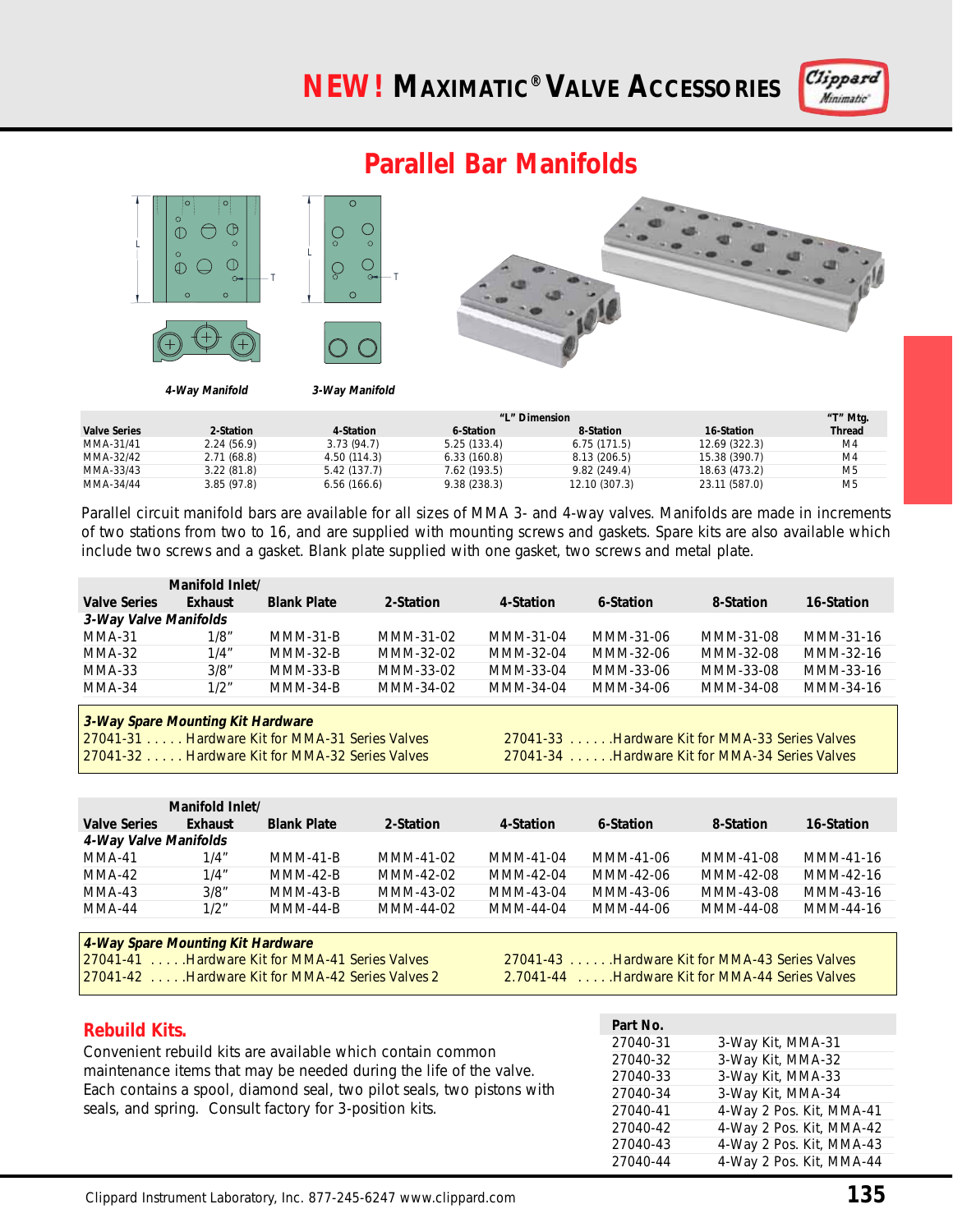# NEW! MAXIMATIC® VALVE ACCESSORIES

## Parallel Bar Manifolds

4-Way Manifold

3-Way Manifold

| Valve Series | "L" Dimension 2-Station | 4-Station | 6-Station | 8-Station | 16-Station | "T" Mtg. Thread |
|---|---|---|---|---|---|---|
| MMA-31/41 | 2.24 (56.9) | 3.73 (94.7) | 5.25 (133.4) | 6.75 (171.5) | 12.69 (322.3) | M4 |
| MMA-32/42 | 2.71 (68.8) | 4.50 (114.3) | 6.33 (160.8) | 8.13 (206.5) | 15.38 (390.7) | M4 |
| MMA-33/43 | 3.22 (81.8) | 5.42 (137.7) | 7.62 (193.5) | 9.82 (249.4) | 18.63 (473.2) | M5 |
| MMA-34/44 | 3.85 (97.8) | 6.56 (166.6) | 9.38 (238.3) | 12.10 (307.3) | 23.11 (587.0) | M5 |

Parallel circuit manifold bars are available for all sizes of MMA 3- and 4-way valves. Manifolds are made in increments of two stations from two to 16, and are supplied with mounting screws and gaskets. Spare kits are also available which include two screws and a gasket. Blank plate supplied with one gasket, two screws and metal plate.

| Valve Series | Manifold Inlet/ Exhaust | Blank Plate | 2-Station | 4-Station | 6-Station | 8-Station | 16-Station |
|---|---|---|---|---|---|---|---|
| ***3-Way Valve Manifolds*** | | | | | | | |
| MMA-31 | 1/8" | MMM-31-B | MMM-31-02 | MMM-31-04 | MMM-31-06 | MMM-31-08 | MMM-31-16 |
| MMA-32 | 1/4" | MMM-32-B | MMM-32-02 | MMM-32-04 | MMM-32-06 | MMM-32-08 | MMM-32-16 |
| MMA-33 | 3/8" | MMM-33-B | MMM-33-02 | MMM-33-04 | MMM-33-06 | MMM-33-08 | MMM-33-16 |
| MMA-34 | 1/2" | MMM-34-B | MMM-34-02 | MMM-34-04 | MMM-34-06 | MMM-34-08 | MMM-34-16 |

***3-Way Spare Mounting Kit Hardware***

27041-31 . . . . . Hardware Kit for MMA-31 Series Valves
27041-32 . . . . . Hardware Kit for MMA-32 Series Valves
27041-33 . . . . . Hardware Kit for MMA-33 Series Valves
27041-34 . . . . . Hardware Kit for MMA-34 Series Valves

| Valve Series | Manifold Inlet/ Exhaust | Blank Plate | 2-Station | 4-Station | 6-Station | 8-Station | 16-Station |
|---|---|---|---|---|---|---|---|
| ***4-Way Valve Manifolds*** | | | | | | | |
| MMA-41 | 1/4" | MMM-41-B | MMM-41-02 | MMM-41-04 | MMM-41-06 | MMM-41-08 | MMM-41-16 |
| MMA-42 | 1/4" | MMM-42-B | MMM-42-02 | MMM-42-04 | MMM-42-06 | MMM-42-08 | MMM-42-16 |
| MMA-43 | 3/8" | MMM-43-B | MMM-43-02 | MMM-43-04 | MMM-43-06 | MMM-43-08 | MMM-43-16 |
| MMA-44 | 1/2" | MMM-44-B | MMM-44-02 | MMM-44-04 | MMM-44-06 | MMM-44-08 | MMM-44-16 |

***4-Way Spare Mounting Kit Hardware***

27041-41 . . . . .Hardware Kit for MMA-41 Series Valves
27041-42 . . . . .Hardware Kit for MMA-42 Series Valves 2
27041-43 . . . . . .Hardware Kit for MMA-43 Series Valves
2.7041-44 . . . . .Hardware Kit for MMA-44 Series Valves

## Rebuild Kits.

Convenient rebuild kits are available which contain common maintenance items that may be needed during the life of the valve. Each contains a spool, diamond seal, two pilot seals, two pistons with seals, and spring. Consult factory for 3-position kits.

| Part No. | |
|---|---|
| 27040-31 | 3-Way Kit, MMA-31 |
| 27040-32 | 3-Way Kit, MMA-32 |
| 27040-33 | 3-Way Kit, MMA-33 |
| 27040-34 | 3-Way Kit, MMA-34 |
| 27040-41 | 4-Way 2 Pos. Kit, MMA-41 |
| 27040-42 | 4-Way 2 Pos. Kit, MMA-42 |
| 27040-43 | 4-Way 2 Pos. Kit, MMA-43 |
| 27040-44 | 4-Way 2 Pos. Kit, MMA-44 |

Clippard Instrument Laboratory, Inc. 877-245-6247 www.clippard.com